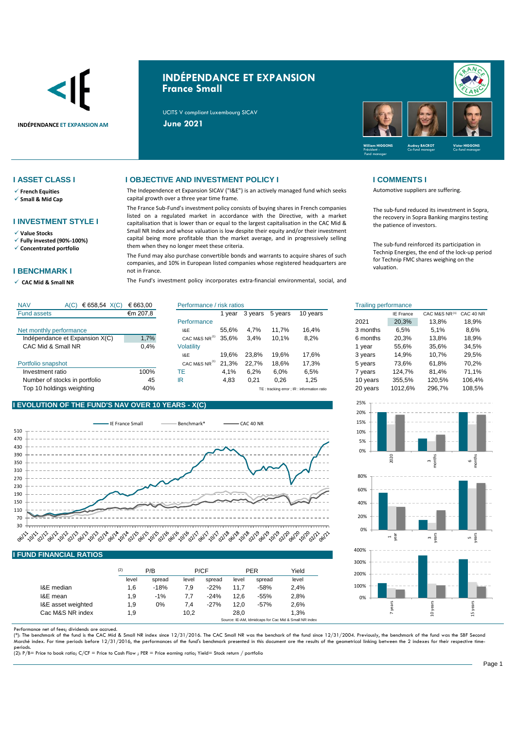INDÉPENDANCE ET EXPANSION AM

# INDÉPENDANCE ET EXPANSION
## France Small

UCITS V compliant Luxembourg SICAV

**June 2021**

William HIGGONS – Président - Fund manager
Audrey BACROT – Co-fund manager
Victor HIGGONS – Co-fund manager

## I ASSET CLASS I

- ✓ **French Equities**
- ✓ **Small & Mid Cap**

## I INVESTMENT STYLE I

- ✓ **Value Stocks**
- ✓ **Fully invested (90%-100%)**
- ✓ **Concentrated portfolio**

## I BENCHMARK I

- ✓ **CAC Mid & Small NR**

## I OBJECTIVE AND INVESTMENT POLICY I

The Independence et Expansion SICAV ("I&E") is an actively managed fund which seeks capital growth over a three year time frame.

The France Sub-Fund's investment policy consists of buying shares in French companies listed on a regulated market in accordance with the Directive, with a market capitalisation that is lower than or equal to the largest capitalisation in the CAC Mid & Small NR Index and whose valuation is low despite their equity and/or their investment capital being more profitable than the market average, and in progressively selling them when they no longer meet these criteria.

The Fund may also purchase convertible bonds and warrants to acquire shares of such companies, and 10% in European listed companies whose registered headquarters are not in France.

The Fund's investment policy incorporates extra-financial environmental, social, and

## I COMMENTS I

Automotive suppliers are suffering.

The sub-fund reduced its investment in Sopra, the recovery in Sopra Banking margins testing the patience of investors.

The sub-fund reinforced its participation in Technip Energies, the end of the lock-up period for Technip FMC shares weighing on the valuation.

| NAV | A(C) € 658,54 | X(C) € 663,00 |
|---|---|---|
| Fund assets | | €m 207,8 |

| Net monthly performance | |
|---|---|
| Indépendance et Expansion X(C) | 1,7% |
| CAC Mid & Small NR | 0,4% |

| Portfolio snapshot | |
|---|---|
| Investment ratio | 100% |
| Number of stocks in portfolio | 45 |
| Top 10 holdings weighting | 40% |

| Performance / risk ratios | 1 year | 3 years | 5 years | 10 years |
|---|---|---|---|---|
| **Performance** | | | | |
| I&E | 55,6% | 4,7% | 11,7% | 16,4% |
| CAC M&S NR (1) | 35,6% | 3,4% | 10,1% | 8,2% |
| **Volatility** | | | | |
| I&E | 19,6% | 23,8% | 19,6% | 17,6% |
| CAC M&S NR (1) | 21,3% | 22,7% | 18,6% | 17,3% |
| TE | 4,1% | 6,2% | 6,0% | 6,5% |
| IR | 4,83 | 0,21 | 0,26 | 1,25 |

TE : tracking error ; IR : information ratio

| Trailing performance | IE France | CAC M&S NR (1) | CAC 40 NR |
|---|---|---|---|
| 2021 | 20,3% | 13,8% | 18,9% |
| 3 months | 6,5% | 5,1% | 8,6% |
| 6 months | 20,3% | 13,8% | 18,9% |
| 1 year | 55,6% | 35,6% | 34,5% |
| 3 years | 14,9% | 10,7% | 29,5% |
| 5 years | 73,6% | 61,8% | 70,2% |
| 7 years | 124,7% | 81,4% | 71,1% |
| 10 years | 355,5% | 120,5% | 106,4% |
| 20 years | 1012,6% | 296,7% | 108,5% |

## I EVOLUTION OF THE FUND'S NAV OVER 10 YEARS - X(C)

## I FUND FINANCIAL RATIOS

| (2) | P/B | | P/CF | | PER | | Yield |
|---|---|---|---|---|---|---|---|
| | level | spread | level | spread | level | spread | level |
| I&E median | 1,6 | -18% | 7,9 | -22% | 11,7 | -58% | 2,4% |
| I&E mean | 1,9 | -1% | 7,7 | -24% | 12,6 | -55% | 2,8% |
| I&E asset weighted | 1,9 | 0% | 7,4 | -27% | 12,0 | -57% | 2,6% |
| Cac M&S NR index | 1,9 | | 10,2 | | 28,0 | | 1,3% |

Source: IE-AM, Idmidcaps for Cac Mid & Small NR index

Performance net of fees; dividends are accrued.

(*): The benchmark of the fund is the CAC Mid & Small NR index since 12/31/2016. The CAC Small NR was the benchark of the fund since 12/31/2004. Previously, the benchmark of the fund was the SBF Second Marché index. For time periods before 12/31/2016, the performances of the fund's benchmark presented in this document are the results of the geometrical linking between the 2 indexes for their respective time-periods.

(2): P/B= Price to book ratio; C/CF = Price to Cash Flow ; PER = Price earning ratio; Yield= Stock return / portfolio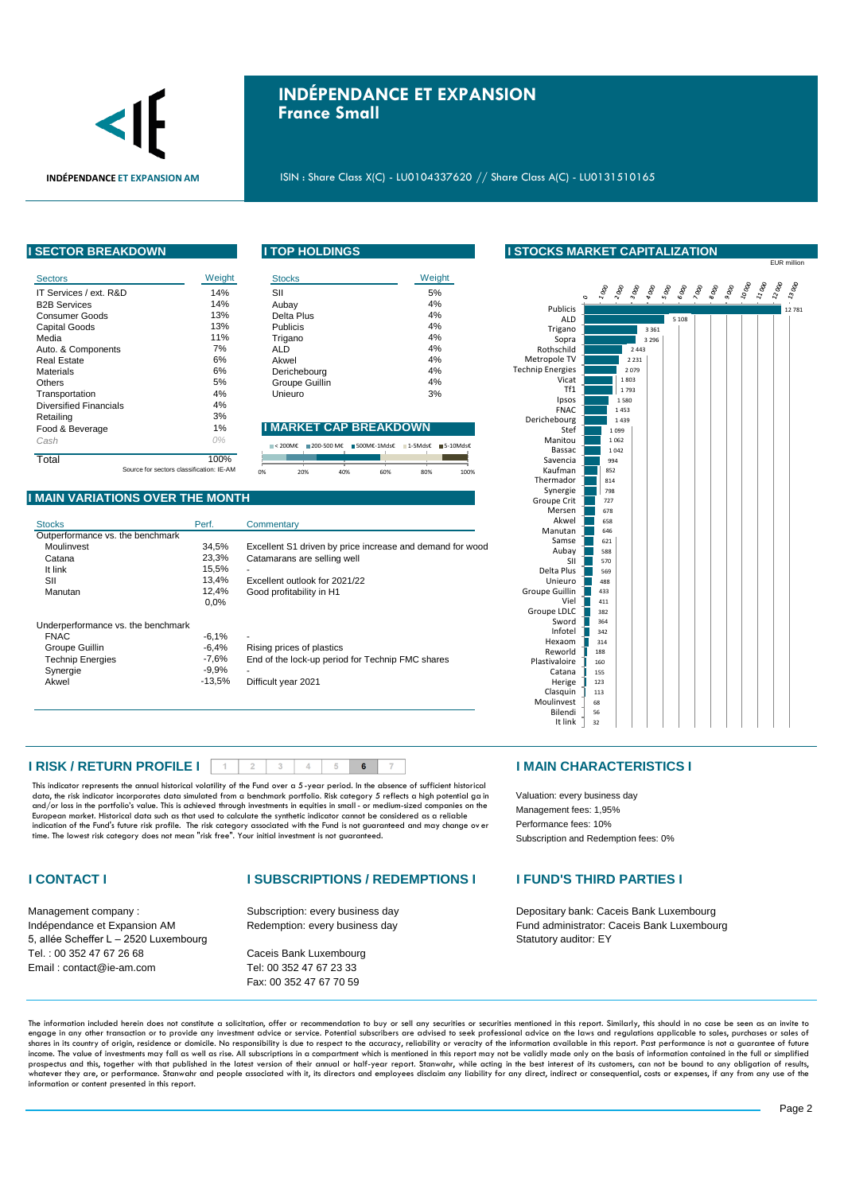# INDÉPENDANCE ET EXPANSION
## France Small

INDÉPENDANCE ET EXPANSION AM

ISIN : Share Class X(C) - LU0104337620 // Share Class A(C) - LU0131510165

## I SECTOR BREAKDOWN

| Sectors | Weight |
|---|---|
| IT Services / ext. R&D | 14% |
| B2B Services | 14% |
| Consumer Goods | 13% |
| Capital Goods | 13% |
| Media | 11% |
| Auto. & Components | 7% |
| Real Estate | 6% |
| Materials | 6% |
| Others | 5% |
| Transportation | 4% |
| Diversified Financials | 4% |
| Retailing | 3% |
| Food & Beverage | 1% |
| *Cash* | *0%* |
| Total | 100% |

Source for sectors classification: IE-AM

## I TOP HOLDINGS

| Stocks | Weight |
|---|---|
| SII | 5% |
| Aubay | 4% |
| Delta Plus | 4% |
| Publicis | 4% |
| Trigano | 4% |
| ALD | 4% |
| Akwel | 4% |
| Derichebourg | 4% |
| Groupe Guillin | 4% |
| Unieuro | 3% |

## I MARKET CAP BREAKDOWN

< 200M€ | 200-500 M€ | 500M€-1Mds€ | 1-5Mds€ | 5-10Mds€

0% 20% 40% 60% 80% 100%

## I STOCKS MARKET CAPITALIZATION

EUR million

0, 1 000, 2 000, 3 000, 4 000, 5 000, 6 000, 7 000, 8 000, 9 000, 10 000, 11 000, 12 000, 13 000

Publicis 12 781
ALD 5 108
Trigano 3 361
Sopra 3 296
Rothschild 2 443
Metropole TV 2 231
Technip Energies 2 079
Vicat 1 803
Tf1 1 793
Ipsos 1 580
FNAC 1 453
Derichebourg 1 439
Stef 1 099
Manitou 1 062
Bassac 1 042
Savencia 994
Kaufman 852
Thermador 814
Synergie 798
Groupe Crit 727
Mersen 678
Akwel 658
Manutan 646
Samse 621
Aubay 588
SII 570
Delta Plus 569
Unieuro 488
Groupe Guillin 433
Viel 411
Groupe LDLC 382
Sword 364
Infotel 342
Hexaom 314
Reworld 188
Plastivaloire 160
Catana 155
Herige 123
Clasquin 113
Moulinvest 68
Bilendi 56
It link 32

## I MAIN VARIATIONS OVER THE MONTH

| Stocks | Perf. | Commentary |
|---|---|---|
| Outperformance vs. the benchmark | | |
| Moulinvest | 34,5% | Excellent S1 driven by price increase and demand for wood |
| Catana | 23,3% | Catamarans are selling well |
| It link | 15,5% | - |
| SII | 13,4% | Excellent outlook for 2021/22 |
| Manutan | 12,4% | Good profitability in H1 |
| | 0,0% | |
| Underperformance vs. the benchmark | | |
| FNAC | -6,1% | - |
| Groupe Guillin | -6,4% | Rising prices of plastics |
| Technip Energies | -7,6% | End of the lock-up period for Technip FMC shares |
| Synergie | -9,9% | - |
| Akwel | -13,5% | Difficult year 2021 |

## I RISK / RETURN PROFILE I

1 | 2 | 3 | 4 | 5 | **6** | 7

This indicator represents the annual historical volatility of the Fund over a 5-year period. In the absence of sufficient historical data, the risk indicator incorporates data simulated from a benchmark portfolio. Risk category 5 reflects a high potential gain and/or loss in the portfolio's value. This is achieved through investments in equities in small- or medium-sized companies on the European market. Historical data such as that used to calculate the synthetic indicator cannot be considered as a reliable indication of the Fund's future risk profile. The risk category associated with the Fund is not guaranteed and may change over time. The lowest risk category does not mean "risk free". Your initial investment is not guaranteed.

## I MAIN CHARACTERISTICS I

Valuation: every business day
Management fees: 1,95%
Performance fees: 10%
Subscription and Redemption fees: 0%

## I CONTACT I

Management company :
Indépendance et Expansion AM
5, allée Scheffer L – 2520 Luxembourg
Tel. : 00 352 47 67 26 68
Email : contact@ie-am.com

## I SUBSCRIPTIONS / REDEMPTIONS I

Subscription: every business day
Redemption: every business day

Caceis Bank Luxembourg
Tel: 00 352 47 67 23 33
Fax: 00 352 47 67 70 59

## I FUND'S THIRD PARTIES I

Depositary bank: Caceis Bank Luxembourg
Fund administrator: Caceis Bank Luxembourg
Statutory auditor: EY

The information included herein does not constitute a solicitation, offer or recommendation to buy or sell any securities or securities mentioned in this report. Similarly, this should in no case be seen as an invite to engage in any other transaction or to provide any investment advice or service. Potential subscribers are advised to seek professional advice on the laws and regulations applicable to sales, purchases or sales of shares in its country of origin, residence or domicile. No responsibility is due to respect to the accuracy, reliability or veracity of the information available in this report. Past performance is not a guarantee of future income. The value of investments may fall as well as rise. All subscriptions in a compartment which is mentioned in this report may not be validly made only on the basis of information contained in the full or simplified prospectus and this, together with that published in the latest version of their annual or half-year report. Stanwahr, while acting in the best interest of its customers, can not be bound to any obligation of results, whatever they are, or performance. Stanwahr and people associated with it, its directors and employees disclaim any liability for any direct, indirect or consequential, costs or expenses, if any from any use of the information or content presented in this report.